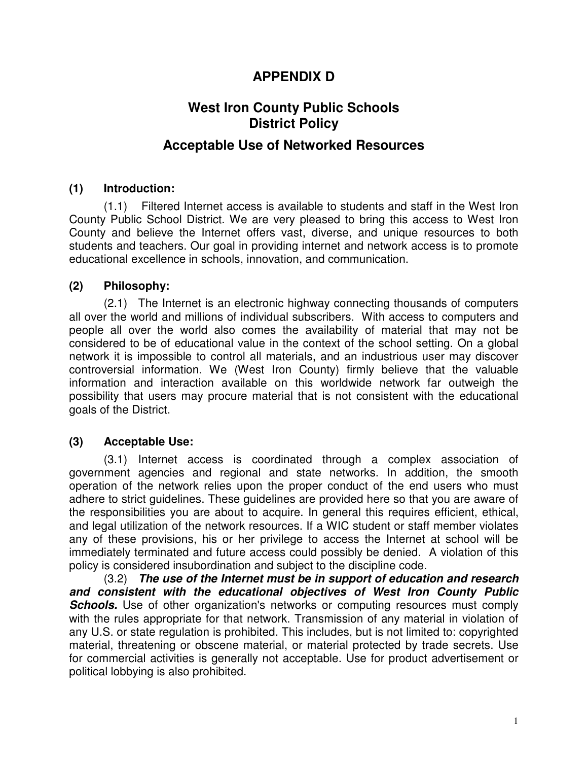# APPENDIX D

# West Iron County Public Schools
# District Policy

## Acceptable Use of Networked Resources

### (1) Introduction:

(1.1) Filtered Internet access is available to students and staff in the West Iron County Public School District. We are very pleased to bring this access to West Iron County and believe the Internet offers vast, diverse, and unique resources to both students and teachers. Our goal in providing internet and network access is to promote educational excellence in schools, innovation, and communication.

### (2) Philosophy:

(2.1) The Internet is an electronic highway connecting thousands of computers all over the world and millions of individual subscribers. With access to computers and people all over the world also comes the availability of material that may not be considered to be of educational value in the context of the school setting. On a global network it is impossible to control all materials, and an industrious user may discover controversial information. We (West Iron County) firmly believe that the valuable information and interaction available on this worldwide network far outweigh the possibility that users may procure material that is not consistent with the educational goals of the District.

### (3) Acceptable Use:

(3.1) Internet access is coordinated through a complex association of government agencies and regional and state networks. In addition, the smooth operation of the network relies upon the proper conduct of the end users who must adhere to strict guidelines. These guidelines are provided here so that you are aware of the responsibilities you are about to acquire. In general this requires efficient, ethical, and legal utilization of the network resources. If a WIC student or staff member violates any of these provisions, his or her privilege to access the Internet at school will be immediately terminated and future access could possibly be denied. A violation of this policy is considered insubordination and subject to the discipline code.

(3.2) ***The use of the Internet must be in support of education and research and consistent with the educational objectives of West Iron County Public Schools.*** Use of other organization's networks or computing resources must comply with the rules appropriate for that network. Transmission of any material in violation of any U.S. or state regulation is prohibited. This includes, but is not limited to: copyrighted material, threatening or obscene material, or material protected by trade secrets. Use for commercial activities is generally not acceptable. Use for product advertisement or political lobbying is also prohibited.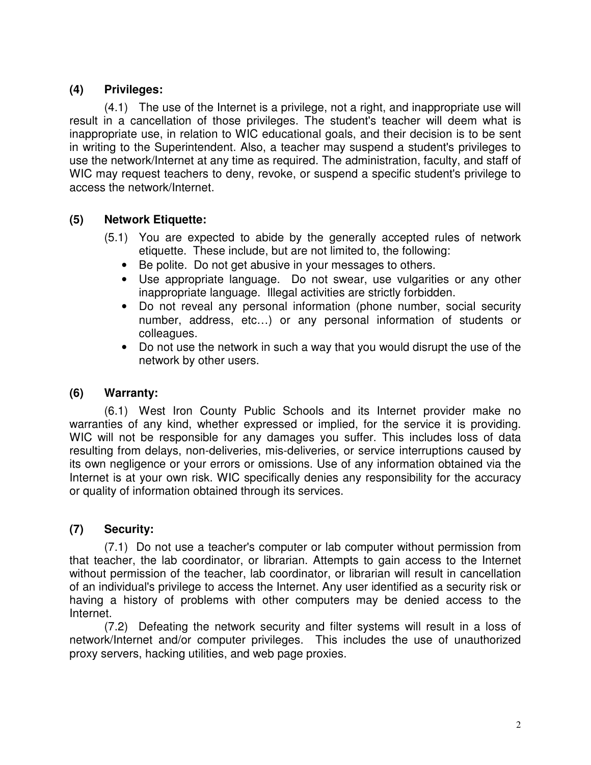## (4) Privileges:

(4.1) The use of the Internet is a privilege, not a right, and inappropriate use will result in a cancellation of those privileges. The student's teacher will deem what is inappropriate use, in relation to WIC educational goals, and their decision is to be sent in writing to the Superintendent. Also, a teacher may suspend a student's privileges to use the network/Internet at any time as required. The administration, faculty, and staff of WIC may request teachers to deny, revoke, or suspend a specific student's privilege to access the network/Internet.

## (5) Network Etiquette:

(5.1) You are expected to abide by the generally accepted rules of network etiquette. These include, but are not limited to, the following:

- Be polite. Do not get abusive in your messages to others.
- Use appropriate language. Do not swear, use vulgarities or any other inappropriate language. Illegal activities are strictly forbidden.
- Do not reveal any personal information (phone number, social security number, address, etc…) or any personal information of students or colleagues.
- Do not use the network in such a way that you would disrupt the use of the network by other users.

## (6) Warranty:

(6.1) West Iron County Public Schools and its Internet provider make no warranties of any kind, whether expressed or implied, for the service it is providing. WIC will not be responsible for any damages you suffer. This includes loss of data resulting from delays, non-deliveries, mis-deliveries, or service interruptions caused by its own negligence or your errors or omissions. Use of any information obtained via the Internet is at your own risk. WIC specifically denies any responsibility for the accuracy or quality of information obtained through its services.

## (7) Security:

(7.1) Do not use a teacher's computer or lab computer without permission from that teacher, the lab coordinator, or librarian. Attempts to gain access to the Internet without permission of the teacher, lab coordinator, or librarian will result in cancellation of an individual's privilege to access the Internet. Any user identified as a security risk or having a history of problems with other computers may be denied access to the Internet.

(7.2) Defeating the network security and filter systems will result in a loss of network/Internet and/or computer privileges. This includes the use of unauthorized proxy servers, hacking utilities, and web page proxies.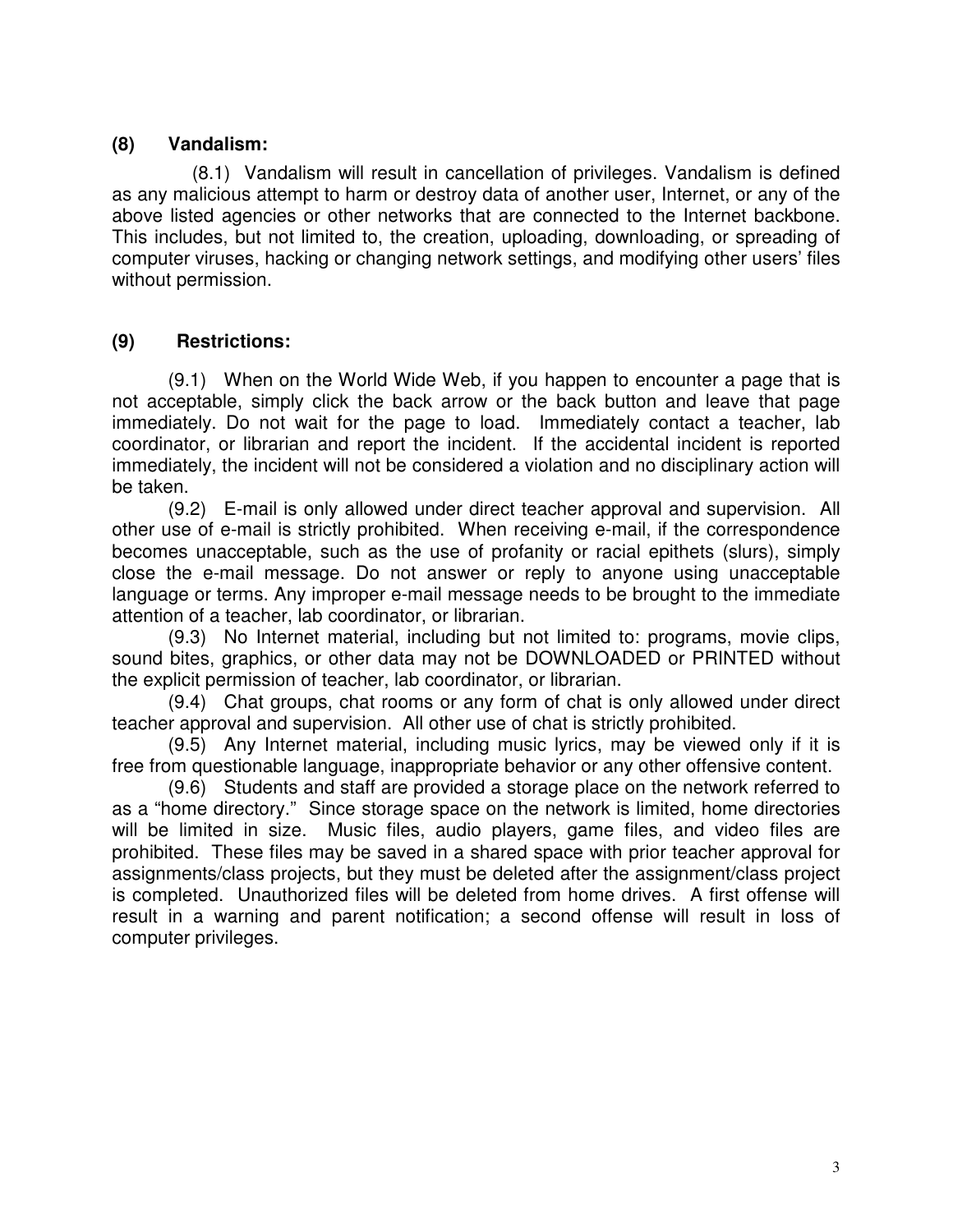## (8) Vandalism:

(8.1) Vandalism will result in cancellation of privileges. Vandalism is defined as any malicious attempt to harm or destroy data of another user, Internet, or any of the above listed agencies or other networks that are connected to the Internet backbone. This includes, but not limited to, the creation, uploading, downloading, or spreading of computer viruses, hacking or changing network settings, and modifying other users' files without permission.

## (9) Restrictions:

(9.1) When on the World Wide Web, if you happen to encounter a page that is not acceptable, simply click the back arrow or the back button and leave that page immediately. Do not wait for the page to load. Immediately contact a teacher, lab coordinator, or librarian and report the incident. If the accidental incident is reported immediately, the incident will not be considered a violation and no disciplinary action will be taken.

(9.2) E-mail is only allowed under direct teacher approval and supervision. All other use of e-mail is strictly prohibited. When receiving e-mail, if the correspondence becomes unacceptable, such as the use of profanity or racial epithets (slurs), simply close the e-mail message. Do not answer or reply to anyone using unacceptable language or terms. Any improper e-mail message needs to be brought to the immediate attention of a teacher, lab coordinator, or librarian.

(9.3) No Internet material, including but not limited to: programs, movie clips, sound bites, graphics, or other data may not be DOWNLOADED or PRINTED without the explicit permission of teacher, lab coordinator, or librarian.

(9.4) Chat groups, chat rooms or any form of chat is only allowed under direct teacher approval and supervision. All other use of chat is strictly prohibited.

(9.5) Any Internet material, including music lyrics, may be viewed only if it is free from questionable language, inappropriate behavior or any other offensive content.

(9.6) Students and staff are provided a storage place on the network referred to as a "home directory." Since storage space on the network is limited, home directories will be limited in size. Music files, audio players, game files, and video files are prohibited. These files may be saved in a shared space with prior teacher approval for assignments/class projects, but they must be deleted after the assignment/class project is completed. Unauthorized files will be deleted from home drives. A first offense will result in a warning and parent notification; a second offense will result in loss of computer privileges.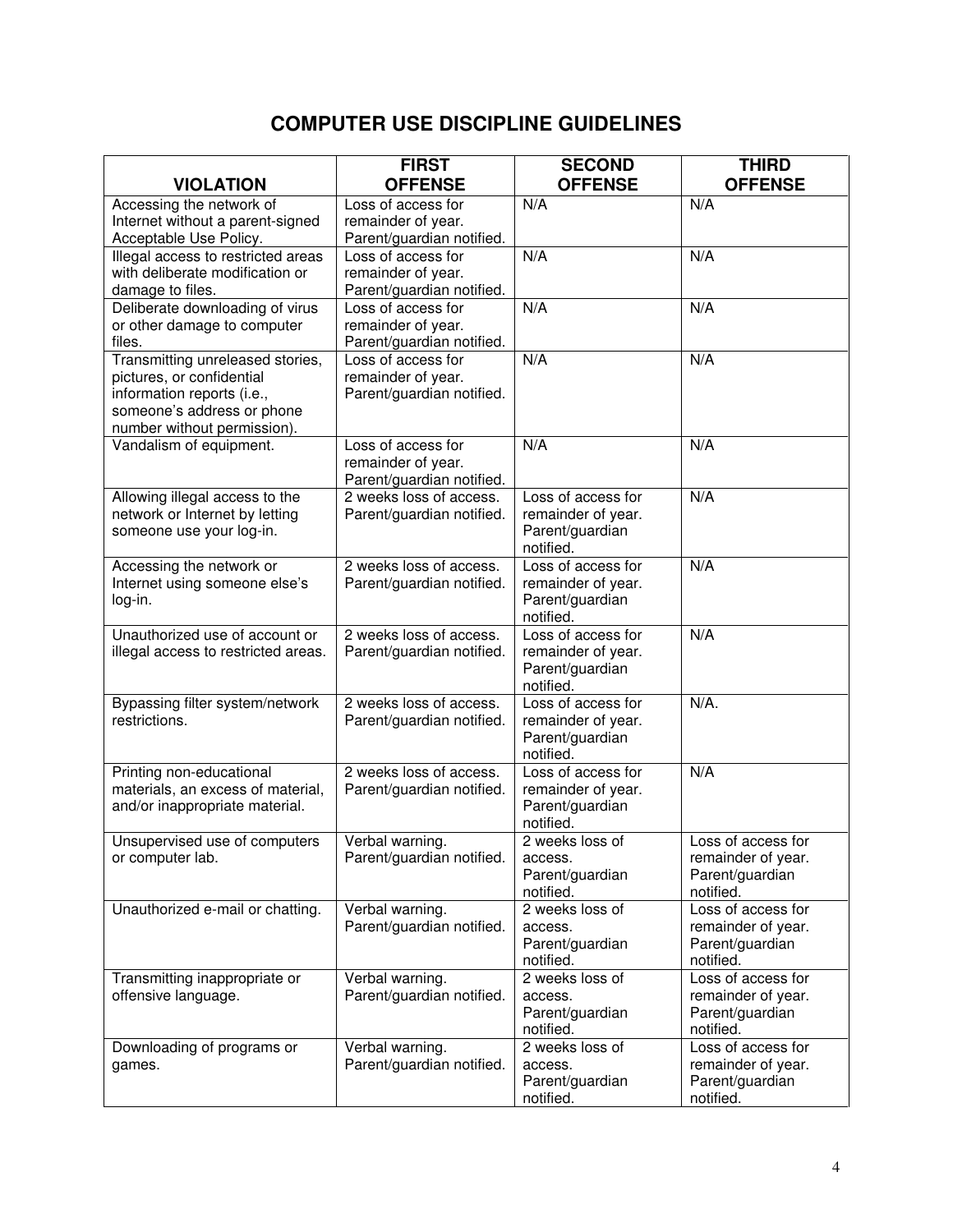# COMPUTER USE DISCIPLINE GUIDELINES

| VIOLATION | FIRST OFFENSE | SECOND OFFENSE | THIRD OFFENSE |
|---|---|---|---|
| Accessing the network of Internet without a parent-signed Acceptable Use Policy. | Loss of access for remainder of year. Parent/guardian notified. | N/A | N/A |
| Illegal access to restricted areas with deliberate modification or damage to files. | Loss of access for remainder of year. Parent/guardian notified. | N/A | N/A |
| Deliberate downloading of virus or other damage to computer files. | Loss of access for remainder of year. Parent/guardian notified. | N/A | N/A |
| Transmitting unreleased stories, pictures, or confidential information reports (i.e., someone's address or phone number without permission). | Loss of access for remainder of year. Parent/guardian notified. | N/A | N/A |
| Vandalism of equipment. | Loss of access for remainder of year. Parent/guardian notified. | N/A | N/A |
| Allowing illegal access to the network or Internet by letting someone use your log-in. | 2 weeks loss of access. Parent/guardian notified. | Loss of access for remainder of year. Parent/guardian notified. | N/A |
| Accessing the network or Internet using someone else's log-in. | 2 weeks loss of access. Parent/guardian notified. | Loss of access for remainder of year. Parent/guardian notified. | N/A |
| Unauthorized use of account or illegal access to restricted areas. | 2 weeks loss of access. Parent/guardian notified. | Loss of access for remainder of year. Parent/guardian notified. | N/A |
| Bypassing filter system/network restrictions. | 2 weeks loss of access. Parent/guardian notified. | Loss of access for remainder of year. Parent/guardian notified. | N/A. |
| Printing non-educational materials, an excess of material, and/or inappropriate material. | 2 weeks loss of access. Parent/guardian notified. | Loss of access for remainder of year. Parent/guardian notified. | N/A |
| Unsupervised use of computers or computer lab. | Verbal warning. Parent/guardian notified. | 2 weeks loss of access. Parent/guardian notified. | Loss of access for remainder of year. Parent/guardian notified. |
| Unauthorized e-mail or chatting. | Verbal warning. Parent/guardian notified. | 2 weeks loss of access. Parent/guardian notified. | Loss of access for remainder of year. Parent/guardian notified. |
| Transmitting inappropriate or offensive language. | Verbal warning. Parent/guardian notified. | 2 weeks loss of access. Parent/guardian notified. | Loss of access for remainder of year. Parent/guardian notified. |
| Downloading of programs or games. | Verbal warning. Parent/guardian notified. | 2 weeks loss of access. Parent/guardian notified. | Loss of access for remainder of year. Parent/guardian notified. |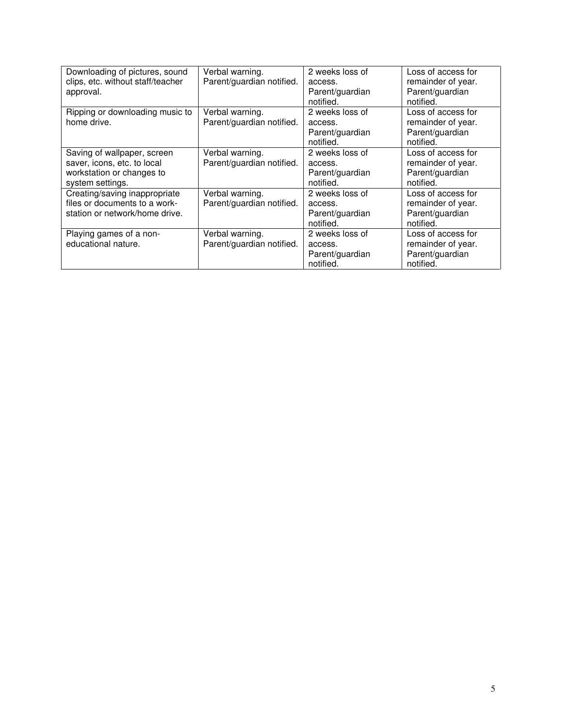| | | | |
|---|---|---|---|
| Downloading of pictures, sound clips, etc. without staff/teacher approval. | Verbal warning. Parent/guardian notified. | 2 weeks loss of access. Parent/guardian notified. | Loss of access for remainder of year. Parent/guardian notified. |
| Ripping or downloading music to home drive. | Verbal warning. Parent/guardian notified. | 2 weeks loss of access. Parent/guardian notified. | Loss of access for remainder of year. Parent/guardian notified. |
| Saving of wallpaper, screen saver, icons, etc. to local workstation or changes to system settings. | Verbal warning. Parent/guardian notified. | 2 weeks loss of access. Parent/guardian notified. | Loss of access for remainder of year. Parent/guardian notified. |
| Creating/saving inappropriate files or documents to a work-station or network/home drive. | Verbal warning. Parent/guardian notified. | 2 weeks loss of access. Parent/guardian notified. | Loss of access for remainder of year. Parent/guardian notified. |
| Playing games of a non-educational nature. | Verbal warning. Parent/guardian notified. | 2 weeks loss of access. Parent/guardian notified. | Loss of access for remainder of year. Parent/guardian notified. |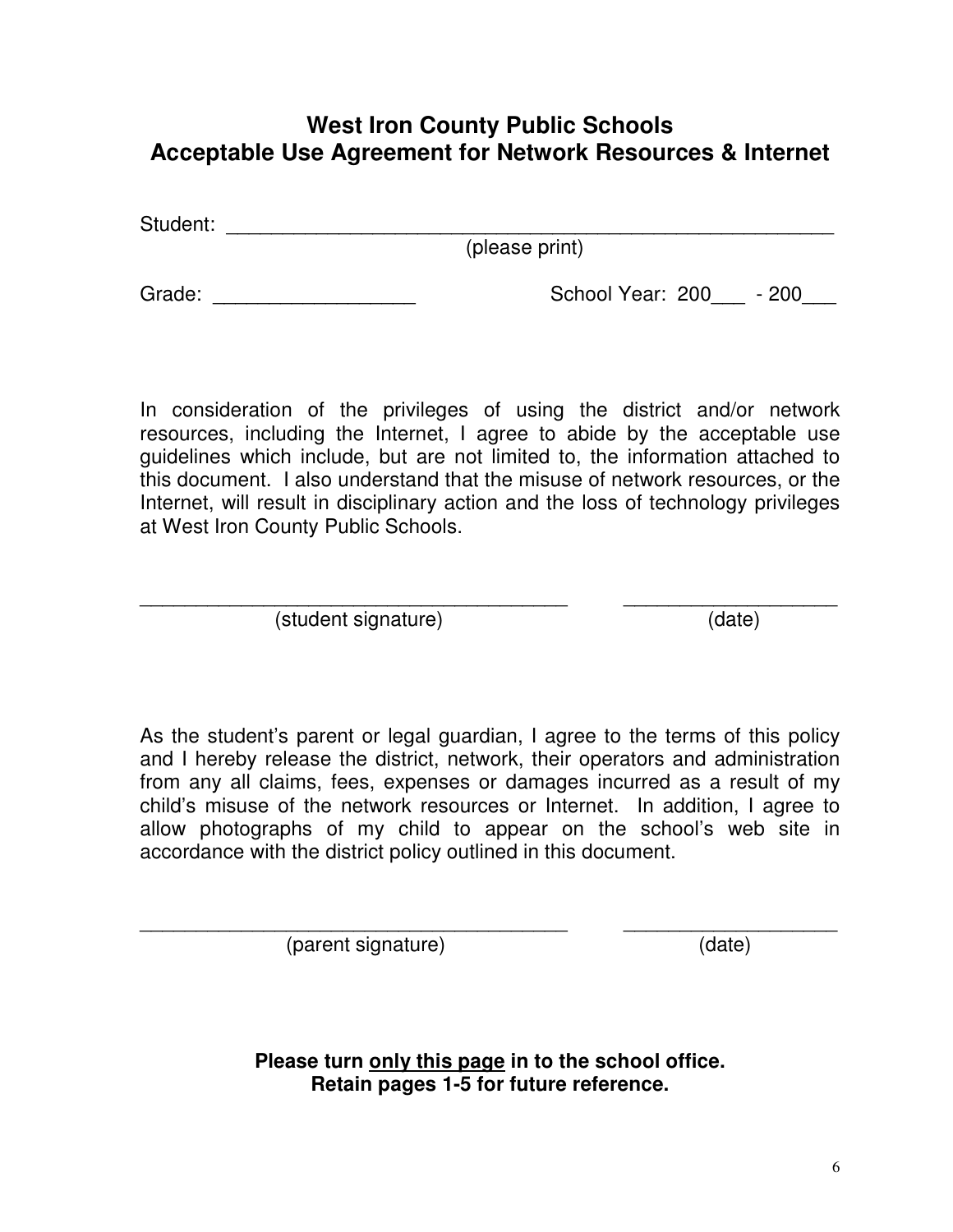# West Iron County Public Schools
# Acceptable Use Agreement for Network Resources & Internet

Student: _______________________________________________________
(please print)

Grade: __________________ School Year: 200___ - 200___

In consideration of the privileges of using the district and/or network resources, including the Internet, I agree to abide by the acceptable use guidelines which include, but are not limited to, the information attached to this document. I also understand that the misuse of network resources, or the Internet, will result in disciplinary action and the loss of technology privileges at West Iron County Public Schools.

_______________________________________ ___________________
(student signature) (date)

As the student's parent or legal guardian, I agree to the terms of this policy and I hereby release the district, network, their operators and administration from any all claims, fees, expenses or damages incurred as a result of my child's misuse of the network resources or Internet. In addition, I agree to allow photographs of my child to appear on the school's web site in accordance with the district policy outlined in this document.

_______________________________________ ___________________
(parent signature) (date)

**Please turn <u>only this page</u> in to the school office.**
**Retain pages 1-5 for future reference.**